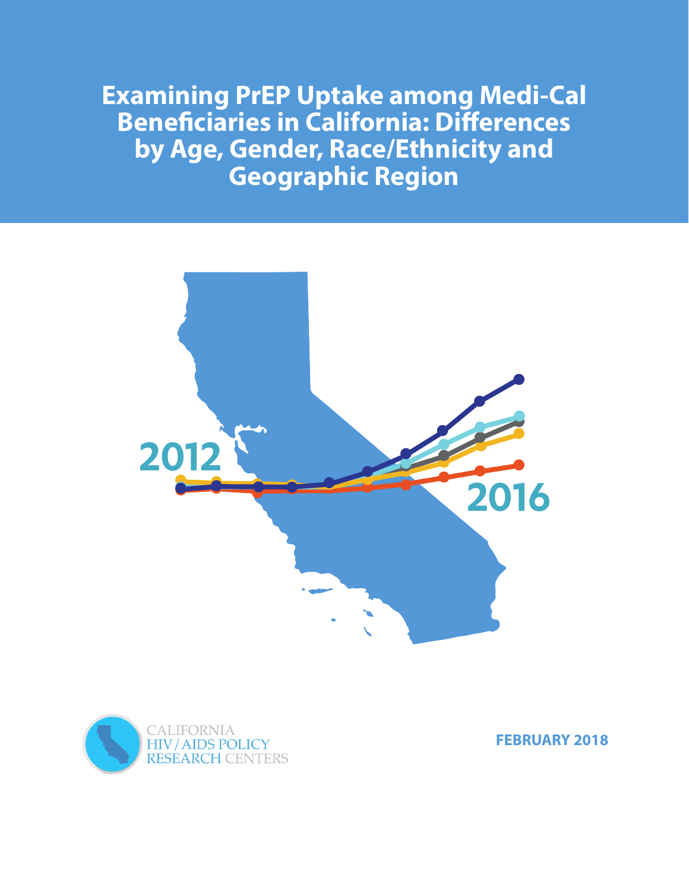# Examining PrEP Uptake among Medi-Cal Beneficiaries in California: Differences by Age, Gender, Race/Ethnicity and Geographic Region

2012

2016

CALIFORNIA
HIV / AIDS POLICY
RESEARCH CENTERS

**FEBRUARY 2018**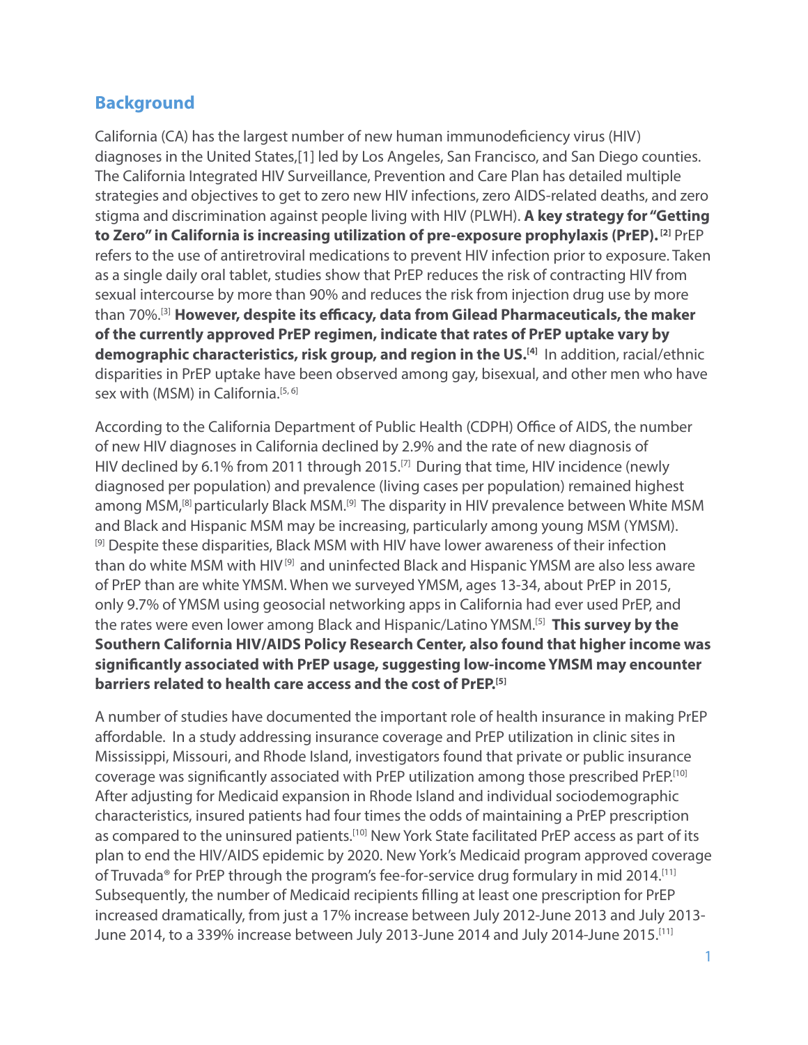## Background

California (CA) has the largest number of new human immunodeficiency virus (HIV) diagnoses in the United States,[1] led by Los Angeles, San Francisco, and San Diego counties. The California Integrated HIV Surveillance, Prevention and Care Plan has detailed multiple strategies and objectives to get to zero new HIV infections, zero AIDS-related deaths, and zero stigma and discrimination against people living with HIV (PLWH). **A key strategy for "Getting to Zero" in California is increasing utilization of pre-exposure prophylaxis (PrEP).** [2] PrEP refers to the use of antiretroviral medications to prevent HIV infection prior to exposure. Taken as a single daily oral tablet, studies show that PrEP reduces the risk of contracting HIV from sexual intercourse by more than 90% and reduces the risk from injection drug use by more than 70%.[3] **However, despite its efficacy, data from Gilead Pharmaceuticals, the maker of the currently approved PrEP regimen, indicate that rates of PrEP uptake vary by demographic characteristics, risk group, and region in the US.**[4] In addition, racial/ethnic disparities in PrEP uptake have been observed among gay, bisexual, and other men who have sex with (MSM) in California.[5, 6]

According to the California Department of Public Health (CDPH) Office of AIDS, the number of new HIV diagnoses in California declined by 2.9% and the rate of new diagnosis of HIV declined by 6.1% from 2011 through 2015.[7] During that time, HIV incidence (newly diagnosed per population) and prevalence (living cases per population) remained highest among MSM,[8] particularly Black MSM.[9] The disparity in HIV prevalence between White MSM and Black and Hispanic MSM may be increasing, particularly among young MSM (YMSM).[9] Despite these disparities, Black MSM with HIV have lower awareness of their infection than do white MSM with HIV[9] and uninfected Black and Hispanic YMSM are also less aware of PrEP than are white YMSM. When we surveyed YMSM, ages 13-34, about PrEP in 2015, only 9.7% of YMSM using geosocial networking apps in California had ever used PrEP, and the rates were even lower among Black and Hispanic/Latino YMSM.[5] **This survey by the Southern California HIV/AIDS Policy Research Center, also found that higher income was significantly associated with PrEP usage, suggesting low-income YMSM may encounter barriers related to health care access and the cost of PrEP.**[5]

A number of studies have documented the important role of health insurance in making PrEP affordable. In a study addressing insurance coverage and PrEP utilization in clinic sites in Mississippi, Missouri, and Rhode Island, investigators found that private or public insurance coverage was significantly associated with PrEP utilization among those prescribed PrEP.[10] After adjusting for Medicaid expansion in Rhode Island and individual sociodemographic characteristics, insured patients had four times the odds of maintaining a PrEP prescription as compared to the uninsured patients.[10] New York State facilitated PrEP access as part of its plan to end the HIV/AIDS epidemic by 2020. New York's Medicaid program approved coverage of Truvada® for PrEP through the program's fee-for-service drug formulary in mid 2014.[11] Subsequently, the number of Medicaid recipients filling at least one prescription for PrEP increased dramatically, from just a 17% increase between July 2012-June 2013 and July 2013-June 2014, to a 339% increase between July 2013-June 2014 and July 2014-June 2015.[11]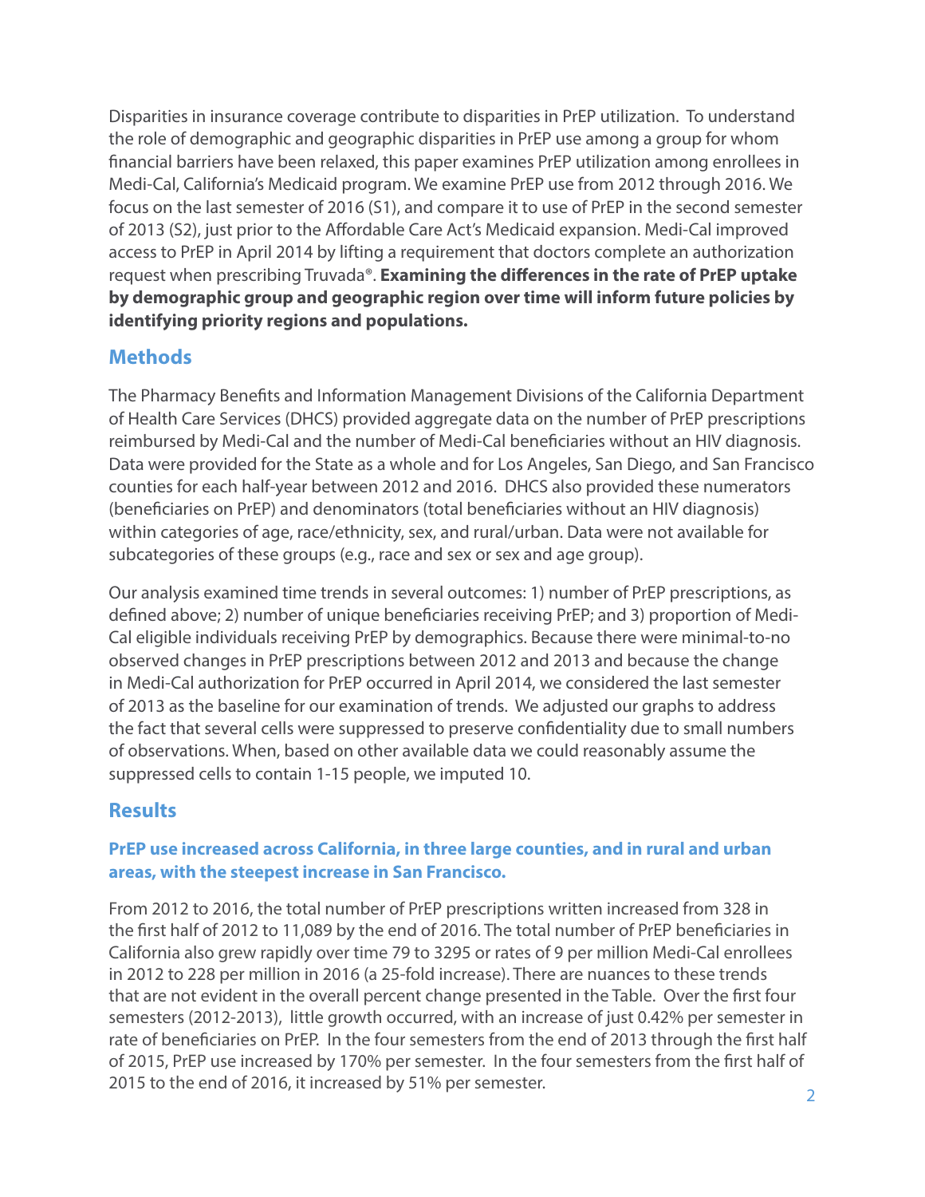Disparities in insurance coverage contribute to disparities in PrEP utilization. To understand the role of demographic and geographic disparities in PrEP use among a group for whom financial barriers have been relaxed, this paper examines PrEP utilization among enrollees in Medi-Cal, California's Medicaid program. We examine PrEP use from 2012 through 2016. We focus on the last semester of 2016 (S1), and compare it to use of PrEP in the second semester of 2013 (S2), just prior to the Affordable Care Act's Medicaid expansion. Medi-Cal improved access to PrEP in April 2014 by lifting a requirement that doctors complete an authorization request when prescribing Truvada®. **Examining the differences in the rate of PrEP uptake by demographic group and geographic region over time will inform future policies by identifying priority regions and populations.**

## Methods

The Pharmacy Benefits and Information Management Divisions of the California Department of Health Care Services (DHCS) provided aggregate data on the number of PrEP prescriptions reimbursed by Medi-Cal and the number of Medi-Cal beneficiaries without an HIV diagnosis. Data were provided for the State as a whole and for Los Angeles, San Diego, and San Francisco counties for each half-year between 2012 and 2016. DHCS also provided these numerators (beneficiaries on PrEP) and denominators (total beneficiaries without an HIV diagnosis) within categories of age, race/ethnicity, sex, and rural/urban. Data were not available for subcategories of these groups (e.g., race and sex or sex and age group).

Our analysis examined time trends in several outcomes: 1) number of PrEP prescriptions, as defined above; 2) number of unique beneficiaries receiving PrEP; and 3) proportion of Medi-Cal eligible individuals receiving PrEP by demographics. Because there were minimal-to-no observed changes in PrEP prescriptions between 2012 and 2013 and because the change in Medi-Cal authorization for PrEP occurred in April 2014, we considered the last semester of 2013 as the baseline for our examination of trends. We adjusted our graphs to address the fact that several cells were suppressed to preserve confidentiality due to small numbers of observations. When, based on other available data we could reasonably assume the suppressed cells to contain 1-15 people, we imputed 10.

## Results

### PrEP use increased across California, in three large counties, and in rural and urban areas, with the steepest increase in San Francisco.

From 2012 to 2016, the total number of PrEP prescriptions written increased from 328 in the first half of 2012 to 11,089 by the end of 2016. The total number of PrEP beneficiaries in California also grew rapidly over time 79 to 3295 or rates of 9 per million Medi-Cal enrollees in 2012 to 228 per million in 2016 (a 25-fold increase). There are nuances to these trends that are not evident in the overall percent change presented in the Table. Over the first four semesters (2012-2013), little growth occurred, with an increase of just 0.42% per semester in rate of beneficiaries on PrEP. In the four semesters from the end of 2013 through the first half of 2015, PrEP use increased by 170% per semester. In the four semesters from the first half of 2015 to the end of 2016, it increased by 51% per semester.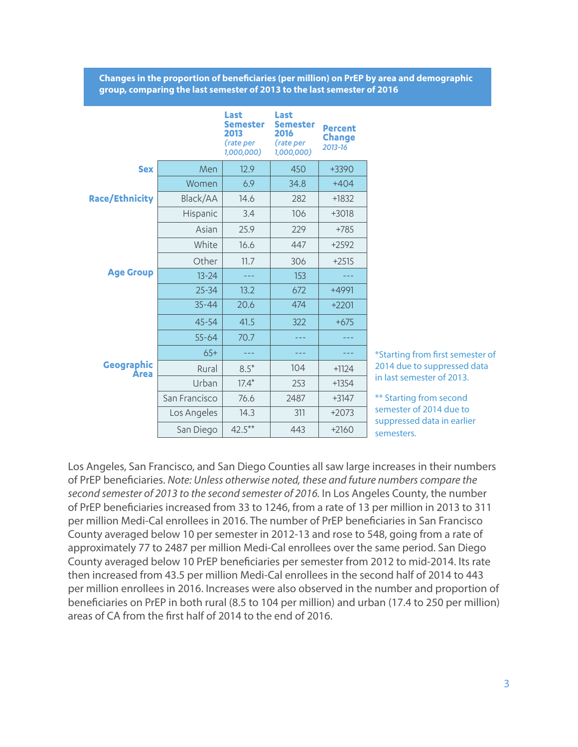**Changes in the proportion of beneficiaries (per million) on PrEP by area and demographic group, comparing the last semester of 2013 to the last semester of 2016**

| | | Last Semester 2013 *(rate per 1,000,000)* | Last Semester 2016 *(rate per 1,000,000)* | Percent Change *2013-16* |
|---|---|---|---|---|
| **Sex** | Men | 12.9 | 450 | +3390 |
| | Women | 6.9 | 34.8 | +404 |
| **Race/Ethnicity** | Black/AA | 14.6 | 282 | +1832 |
| | Hispanic | 3.4 | 106 | +3018 |
| | Asian | 25.9 | 229 | +785 |
| | White | 16.6 | 447 | +2592 |
| | Other | 11.7 | 306 | +2515 |
| **Age Group** | 13-24 | --- | 153 | --- |
| | 25-34 | 13.2 | 672 | +4991 |
| | 35-44 | 20.6 | 474 | +2201 |
| | 45-54 | 41.5 | 322 | +675 |
| | 55-64 | 70.7 | --- | --- |
| | 65+ | --- | --- | --- |
| **Geographic Area** | Rural | 8.5* | 104 | +1124 |
| | Urban | 17.4* | 253 | +1354 |
| | San Francisco | 76.6 | 2487 | +3147 |
| | Los Angeles | 14.3 | 311 | +2073 |
| | San Diego | 42.5** | 443 | +2160 |

*Starting from first semester of 2014 due to suppressed data in last semester of 2013.

** Starting from second semester of 2014 due to suppressed data in earlier semesters.

Los Angeles, San Francisco, and San Diego Counties all saw large increases in their numbers of PrEP beneficiaries. *Note: Unless otherwise noted, these and future numbers compare the second semester of 2013 to the second semester of 2016.* In Los Angeles County, the number of PrEP beneficiaries increased from 33 to 1246, from a rate of 13 per million in 2013 to 311 per million Medi-Cal enrollees in 2016. The number of PrEP beneficiaries in San Francisco County averaged below 10 per semester in 2012-13 and rose to 548, going from a rate of approximately 77 to 2487 per million Medi-Cal enrollees over the same period. San Diego County averaged below 10 PrEP beneficiaries per semester from 2012 to mid-2014. Its rate then increased from 43.5 per million Medi-Cal enrollees in the second half of 2014 to 443 per million enrollees in 2016. Increases were also observed in the number and proportion of beneficiaries on PrEP in both rural (8.5 to 104 per million) and urban (17.4 to 250 per million) areas of CA from the first half of 2014 to the end of 2016.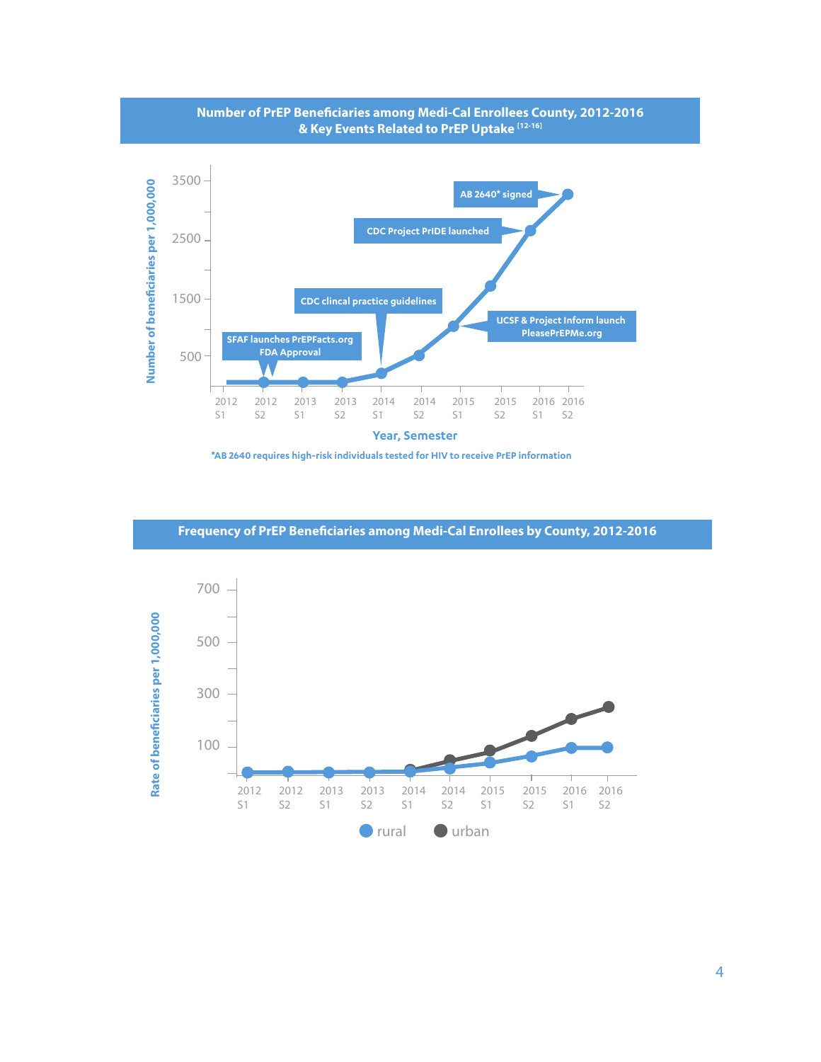## Number of PrEP Beneficiaries among Medi-Cal Enrollees County, 2012-2016 & Key Events Related to PrEP Uptake [12-16]

Number of beneficiaries per 1,000,000

3500
2500
1500
500

AB 2640* signed

CDC Project PrIDE launched

CDC clincal practice guidelines

UCSF & Project Inform launch PleasePrEPMe.org

SFAF launches PrEPFacts.org FDA Approval

2012 S1 | 2012 S2 | 2013 S1 | 2013 S2 | 2014 S1 | 2014 S2 | 2015 S1 | 2015 S2 | 2016 S1 | 2016 S2

Year, Semester

*AB 2640 requires high-risk individuals tested for HIV to receive PrEP information

## Frequency of PrEP Beneficiaries among Medi-Cal Enrollees by County, 2012-2016

Rate of beneficiaries per 1,000,000

700
500
300
100

2012 S1 | 2012 S2 | 2013 S1 | 2013 S2 | 2014 S1 | 2014 S2 | 2015 S1 | 2015 S2 | 2016 S1 | 2016 S2

rural urban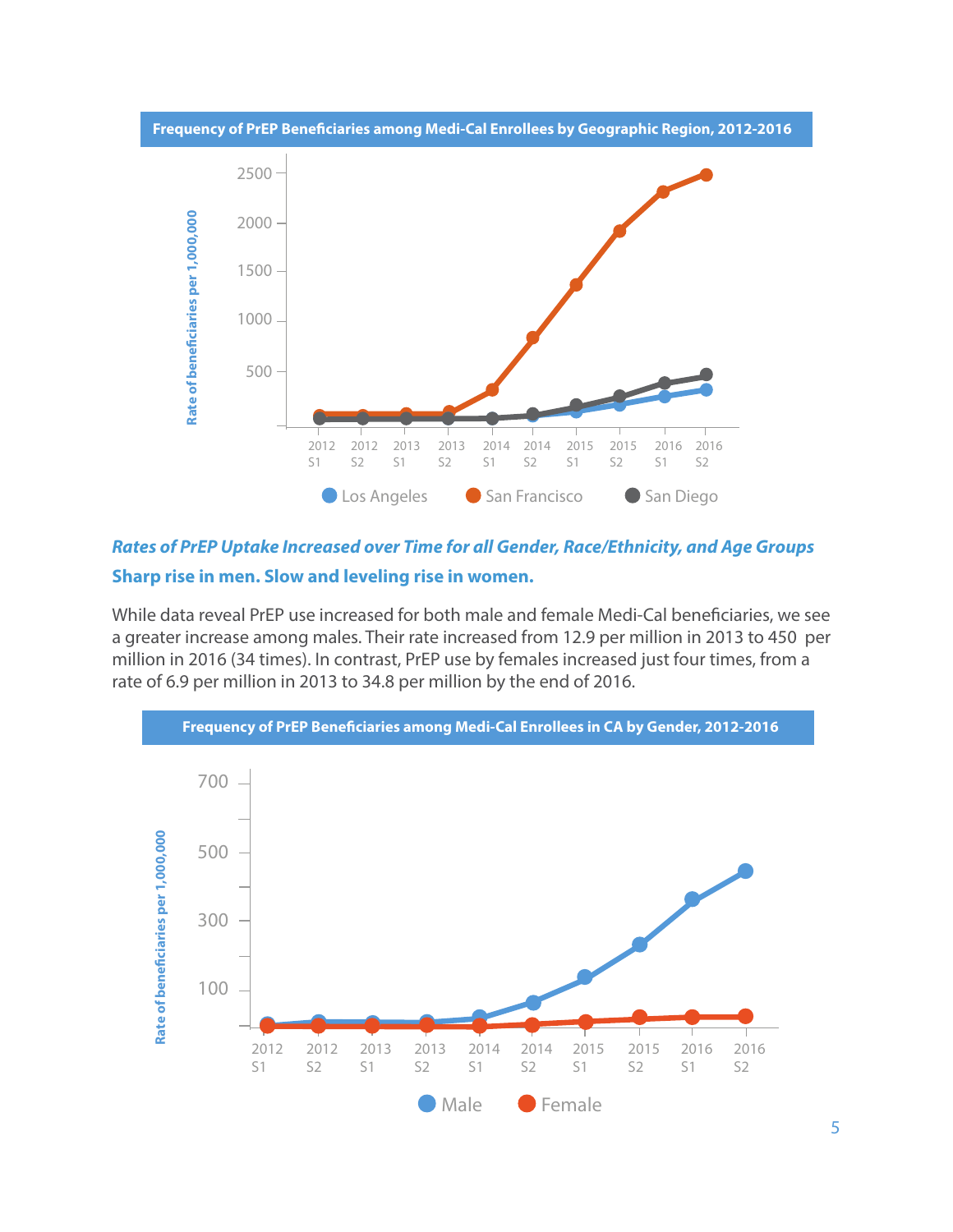**Frequency of PrEP Beneficiaries among Medi-Cal Enrollees by Geographic Region, 2012-2016**

***Rates of PrEP Uptake Increased over Time for all Gender, Race/Ethnicity, and Age Groups***

**Sharp rise in men. Slow and leveling rise in women.**

While data reveal PrEP use increased for both male and female Medi-Cal beneficiaries, we see a greater increase among males. Their rate increased from 12.9 per million in 2013 to 450 per million in 2016 (34 times). In contrast, PrEP use by females increased just four times, from a rate of 6.9 per million in 2013 to 34.8 per million by the end of 2016.

**Frequency of PrEP Beneficiaries among Medi-Cal Enrollees in CA by Gender, 2012-2016**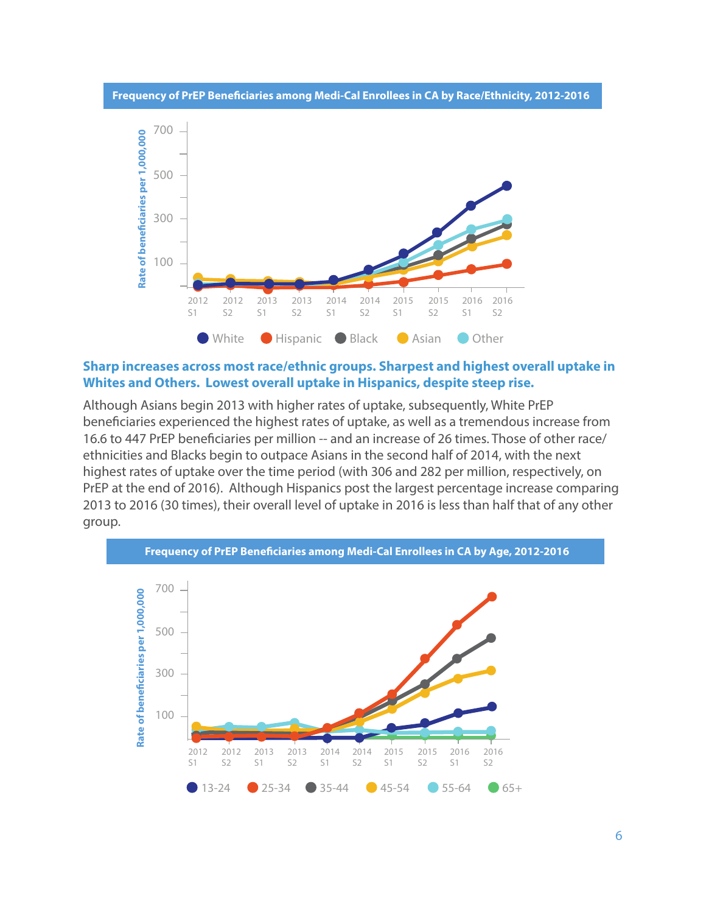**Frequency of PrEP Beneficiaries among Medi-Cal Enrollees in CA by Race/Ethnicity, 2012-2016**

Rate of beneficiaries per 1,000,000

700

500

300

100

2012 S1 | 2012 S2 | 2013 S1 | 2013 S2 | 2014 S1 | 2014 S2 | 2015 S1 | 2015 S2 | 2016 S1 | 2016 S2

White | Hispanic | Black | Asian | Other

## Sharp increases across most race/ethnic groups. Sharpest and highest overall uptake in Whites and Others. Lowest overall uptake in Hispanics, despite steep rise.

Although Asians begin 2013 with higher rates of uptake, subsequently, White PrEP beneficiaries experienced the highest rates of uptake, as well as a tremendous increase from 16.6 to 447 PrEP beneficiaries per million -- and an increase of 26 times. Those of other race/ethnicities and Blacks begin to outpace Asians in the second half of 2014, with the next highest rates of uptake over the time period (with 306 and 282 per million, respectively, on PrEP at the end of 2016). Although Hispanics post the largest percentage increase comparing 2013 to 2016 (30 times), their overall level of uptake in 2016 is less than half that of any other group.

**Frequency of PrEP Beneficiaries among Medi-Cal Enrollees in CA by Age, 2012-2016**

Rate of beneficiaries per 1,000,000

700

500

300

100

2012 S1 | 2012 S2 | 2013 S1 | 2013 S2 | 2014 S1 | 2014 S2 | 2015 S1 | 2015 S2 | 2016 S1 | 2016 S2

13-24 | 25-34 | 35-44 | 45-54 | 55-64 | 65+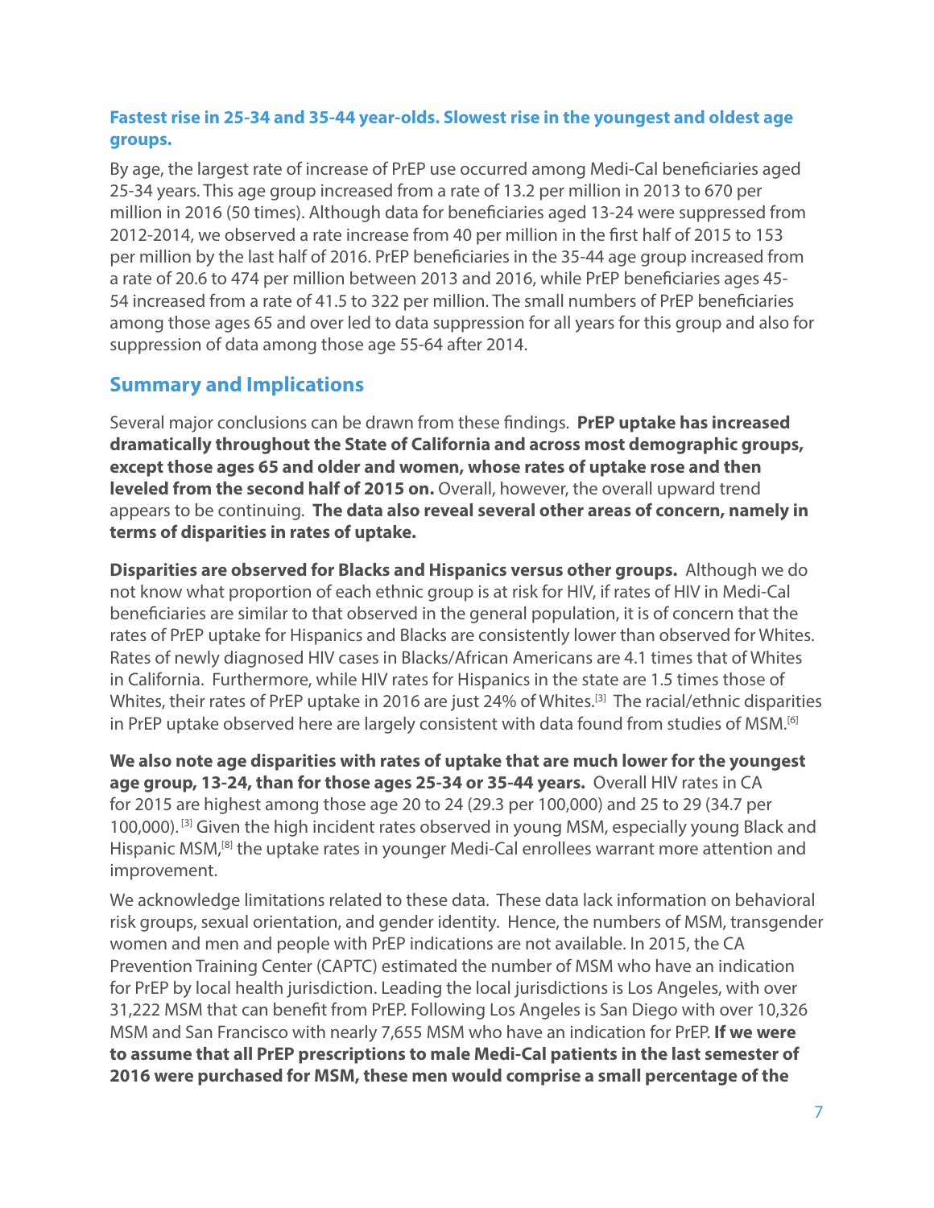### Fastest rise in 25-34 and 35-44 year-olds. Slowest rise in the youngest and oldest age groups.

By age, the largest rate of increase of PrEP use occurred among Medi-Cal beneficiaries aged 25-34 years. This age group increased from a rate of 13.2 per million in 2013 to 670 per million in 2016 (50 times). Although data for beneficiaries aged 13-24 were suppressed from 2012-2014, we observed a rate increase from 40 per million in the first half of 2015 to 153 per million by the last half of 2016. PrEP beneficiaries in the 35-44 age group increased from a rate of 20.6 to 474 per million between 2013 and 2016, while PrEP beneficiaries ages 45-54 increased from a rate of 41.5 to 322 per million. The small numbers of PrEP beneficiaries among those ages 65 and over led to data suppression for all years for this group and also for suppression of data among those age 55-64 after 2014.

## Summary and Implications

Several major conclusions can be drawn from these findings. **PrEP uptake has increased dramatically throughout the State of California and across most demographic groups, except those ages 65 and older and women, whose rates of uptake rose and then leveled from the second half of 2015 on.** Overall, however, the overall upward trend appears to be continuing. **The data also reveal several other areas of concern, namely in terms of disparities in rates of uptake.**

**Disparities are observed for Blacks and Hispanics versus other groups.** Although we do not know what proportion of each ethnic group is at risk for HIV, if rates of HIV in Medi-Cal beneficiaries are similar to that observed in the general population, it is of concern that the rates of PrEP uptake for Hispanics and Blacks are consistently lower than observed for Whites. Rates of newly diagnosed HIV cases in Blacks/African Americans are 4.1 times that of Whites in California. Furthermore, while HIV rates for Hispanics in the state are 1.5 times those of Whites, their rates of PrEP uptake in 2016 are just 24% of Whites.[3] The racial/ethnic disparities in PrEP uptake observed here are largely consistent with data found from studies of MSM.[6]

**We also note age disparities with rates of uptake that are much lower for the youngest age group, 13-24, than for those ages 25-34 or 35-44 years.** Overall HIV rates in CA for 2015 are highest among those age 20 to 24 (29.3 per 100,000) and 25 to 29 (34.7 per 100,000).[3] Given the high incident rates observed in young MSM, especially young Black and Hispanic MSM,[8] the uptake rates in younger Medi-Cal enrollees warrant more attention and improvement.

We acknowledge limitations related to these data. These data lack information on behavioral risk groups, sexual orientation, and gender identity. Hence, the numbers of MSM, transgender women and men and people with PrEP indications are not available. In 2015, the CA Prevention Training Center (CAPTC) estimated the number of MSM who have an indication for PrEP by local health jurisdiction. Leading the local jurisdictions is Los Angeles, with over 31,222 MSM that can benefit from PrEP. Following Los Angeles is San Diego with over 10,326 MSM and San Francisco with nearly 7,655 MSM who have an indication for PrEP. **If we were to assume that all PrEP prescriptions to male Medi-Cal patients in the last semester of 2016 were purchased for MSM, these men would comprise a small percentage of the**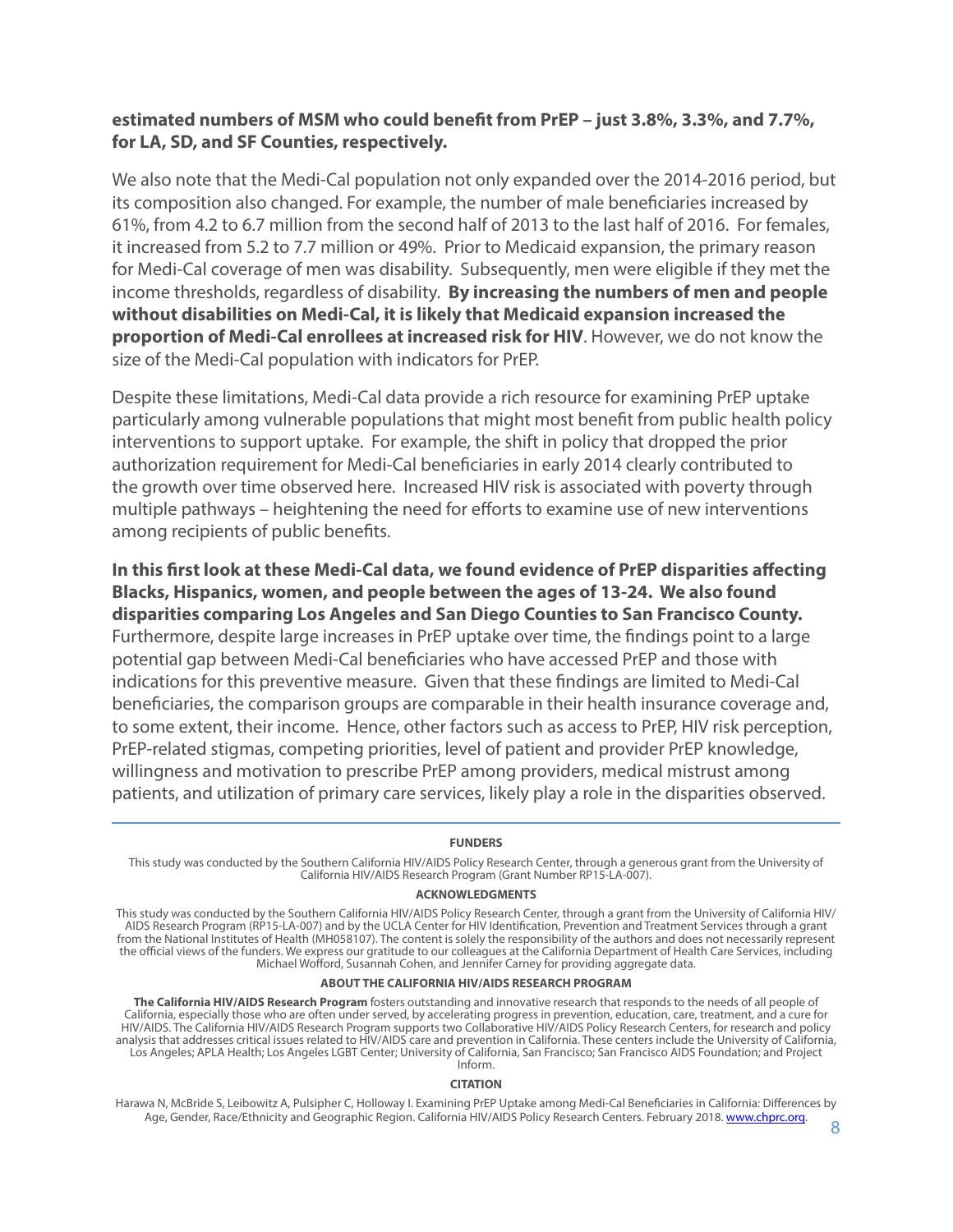**estimated numbers of MSM who could benefit from PrEP – just 3.8%, 3.3%, and 7.7%, for LA, SD, and SF Counties, respectively.**

We also note that the Medi-Cal population not only expanded over the 2014-2016 period, but its composition also changed. For example, the number of male beneficiaries increased by 61%, from 4.2 to 6.7 million from the second half of 2013 to the last half of 2016. For females, it increased from 5.2 to 7.7 million or 49%. Prior to Medicaid expansion, the primary reason for Medi-Cal coverage of men was disability. Subsequently, men were eligible if they met the income thresholds, regardless of disability. **By increasing the numbers of men and people without disabilities on Medi-Cal, it is likely that Medicaid expansion increased the proportion of Medi-Cal enrollees at increased risk for HIV**. However, we do not know the size of the Medi-Cal population with indicators for PrEP.

Despite these limitations, Medi-Cal data provide a rich resource for examining PrEP uptake particularly among vulnerable populations that might most benefit from public health policy interventions to support uptake. For example, the shift in policy that dropped the prior authorization requirement for Medi-Cal beneficiaries in early 2014 clearly contributed to the growth over time observed here. Increased HIV risk is associated with poverty through multiple pathways – heightening the need for efforts to examine use of new interventions among recipients of public benefits.

**In this first look at these Medi-Cal data, we found evidence of PrEP disparities affecting Blacks, Hispanics, women, and people between the ages of 13-24. We also found disparities comparing Los Angeles and San Diego Counties to San Francisco County.** Furthermore, despite large increases in PrEP uptake over time, the findings point to a large potential gap between Medi-Cal beneficiaries who have accessed PrEP and those with indications for this preventive measure. Given that these findings are limited to Medi-Cal beneficiaries, the comparison groups are comparable in their health insurance coverage and, to some extent, their income. Hence, other factors such as access to PrEP, HIV risk perception, PrEP-related stigmas, competing priorities, level of patient and provider PrEP knowledge, willingness and motivation to prescribe PrEP among providers, medical mistrust among patients, and utilization of primary care services, likely play a role in the disparities observed.

---

**FUNDERS**

This study was conducted by the Southern California HIV/AIDS Policy Research Center, through a generous grant from the University of California HIV/AIDS Research Program (Grant Number RP15-LA-007).

**ACKNOWLEDGMENTS**

This study was conducted by the Southern California HIV/AIDS Policy Research Center, through a grant from the University of California HIV/AIDS Research Program (RP15-LA-007) and by the UCLA Center for HIV Identification, Prevention and Treatment Services through a grant from the National Institutes of Health (MH058107). The content is solely the responsibility of the authors and does not necessarily represent the official views of the funders. We express our gratitude to our colleagues at the California Department of Health Care Services, including Michael Wofford, Susannah Cohen, and Jennifer Carney for providing aggregate data.

**ABOUT THE CALIFORNIA HIV/AIDS RESEARCH PROGRAM**

**The California HIV/AIDS Research Program** fosters outstanding and innovative research that responds to the needs of all people of California, especially those who are often under served, by accelerating progress in prevention, education, care, treatment, and a cure for HIV/AIDS. The California HIV/AIDS Research Program supports two Collaborative HIV/AIDS Policy Research Centers, for research and policy analysis that addresses critical issues related to HIV/AIDS care and prevention in California. These centers include the University of California, Los Angeles; APLA Health; Los Angeles LGBT Center; University of California, San Francisco; San Francisco AIDS Foundation; and Project Inform.

**CITATION**

Harawa N, McBride S, Leibowitz A, Pulsipher C, Holloway I. Examining PrEP Uptake among Medi-Cal Beneficiaries in California: Differences by Age, Gender, Race/Ethnicity and Geographic Region. California HIV/AIDS Policy Research Centers. February 2018. www.chprc.org.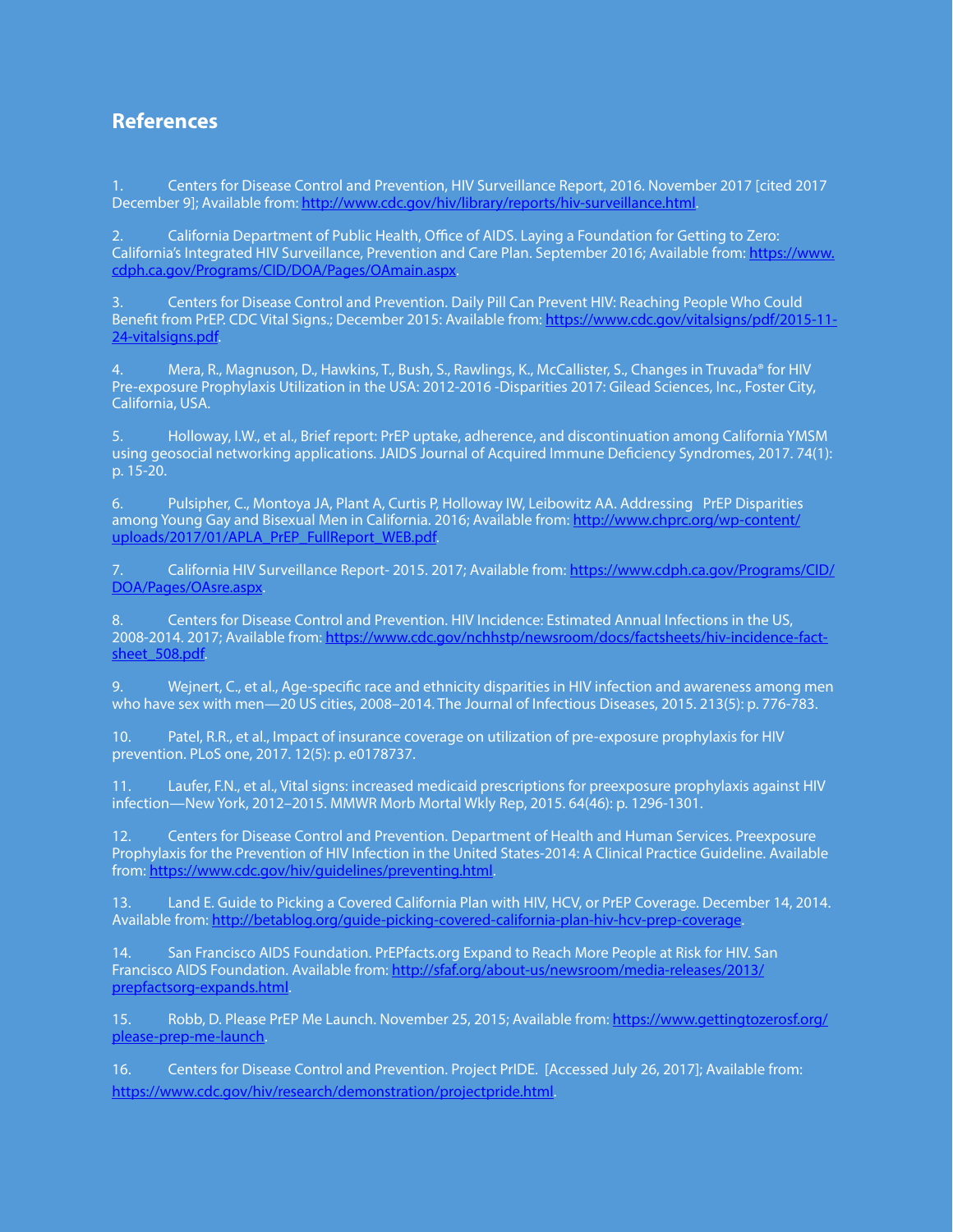## References

1. Centers for Disease Control and Prevention, HIV Surveillance Report, 2016. November 2017 [cited 2017 December 9]; Available from: http://www.cdc.gov/hiv/library/reports/hiv-surveillance.html.

2. California Department of Public Health, Office of AIDS. Laying a Foundation for Getting to Zero: California's Integrated HIV Surveillance, Prevention and Care Plan. September 2016; Available from: https://www.cdph.ca.gov/Programs/CID/DOA/Pages/OAmain.aspx.

3. Centers for Disease Control and Prevention. Daily Pill Can Prevent HIV: Reaching People Who Could Benefit from PrEP. CDC Vital Signs.; December 2015: Available from: https://www.cdc.gov/vitalsigns/pdf/2015-11-24-vitalsigns.pdf.

4. Mera, R., Magnuson, D., Hawkins, T., Bush, S., Rawlings, K., McCallister, S., Changes in Truvada® for HIV Pre-exposure Prophylaxis Utilization in the USA: 2012-2016 -Disparities 2017: Gilead Sciences, Inc., Foster City, California, USA.

5. Holloway, I.W., et al., Brief report: PrEP uptake, adherence, and discontinuation among California YMSM using geosocial networking applications. JAIDS Journal of Acquired Immune Deficiency Syndromes, 2017. 74(1): p. 15-20.

6. Pulsipher, C., Montoya JA, Plant A, Curtis P, Holloway IW, Leibowitz AA. Addressing PrEP Disparities among Young Gay and Bisexual Men in California. 2016; Available from: http://www.chprc.org/wp-content/uploads/2017/01/APLA_PrEP_FullReport_WEB.pdf.

7. California HIV Surveillance Report- 2015. 2017; Available from: https://www.cdph.ca.gov/Programs/CID/DOA/Pages/OAsre.aspx.

8. Centers for Disease Control and Prevention. HIV Incidence: Estimated Annual Infections in the US, 2008-2014. 2017; Available from: https://www.cdc.gov/nchhstp/newsroom/docs/factsheets/hiv-incidence-fact-sheet_508.pdf.

9. Wejnert, C., et al., Age-specific race and ethnicity disparities in HIV infection and awareness among men who have sex with men—20 US cities, 2008–2014. The Journal of Infectious Diseases, 2015. 213(5): p. 776-783.

10. Patel, R.R., et al., Impact of insurance coverage on utilization of pre-exposure prophylaxis for HIV prevention. PLoS one, 2017. 12(5): p. e0178737.

11. Laufer, F.N., et al., Vital signs: increased medicaid prescriptions for preexposure prophylaxis against HIV infection—New York, 2012–2015. MMWR Morb Mortal Wkly Rep, 2015. 64(46): p. 1296-1301.

12. Centers for Disease Control and Prevention. Department of Health and Human Services. Preexposure Prophylaxis for the Prevention of HIV Infection in the United States-2014: A Clinical Practice Guideline. Available from: https://www.cdc.gov/hiv/guidelines/preventing.html.

13. Land E. Guide to Picking a Covered California Plan with HIV, HCV, or PrEP Coverage. December 14, 2014. Available from: http://betablog.org/guide-picking-covered-california-plan-hiv-hcv-prep-coverage.

14. San Francisco AIDS Foundation. PrEPfacts.org Expand to Reach More People at Risk for HIV. San Francisco AIDS Foundation. Available from: http://sfaf.org/about-us/newsroom/media-releases/2013/prepfactsorg-expands.html.

15. Robb, D. Please PrEP Me Launch. November 25, 2015; Available from: https://www.gettingtozerosf.org/please-prep-me-launch.

16. Centers for Disease Control and Prevention. Project PrIDE. [Accessed July 26, 2017]; Available from: https://www.cdc.gov/hiv/research/demonstration/projectpride.html.